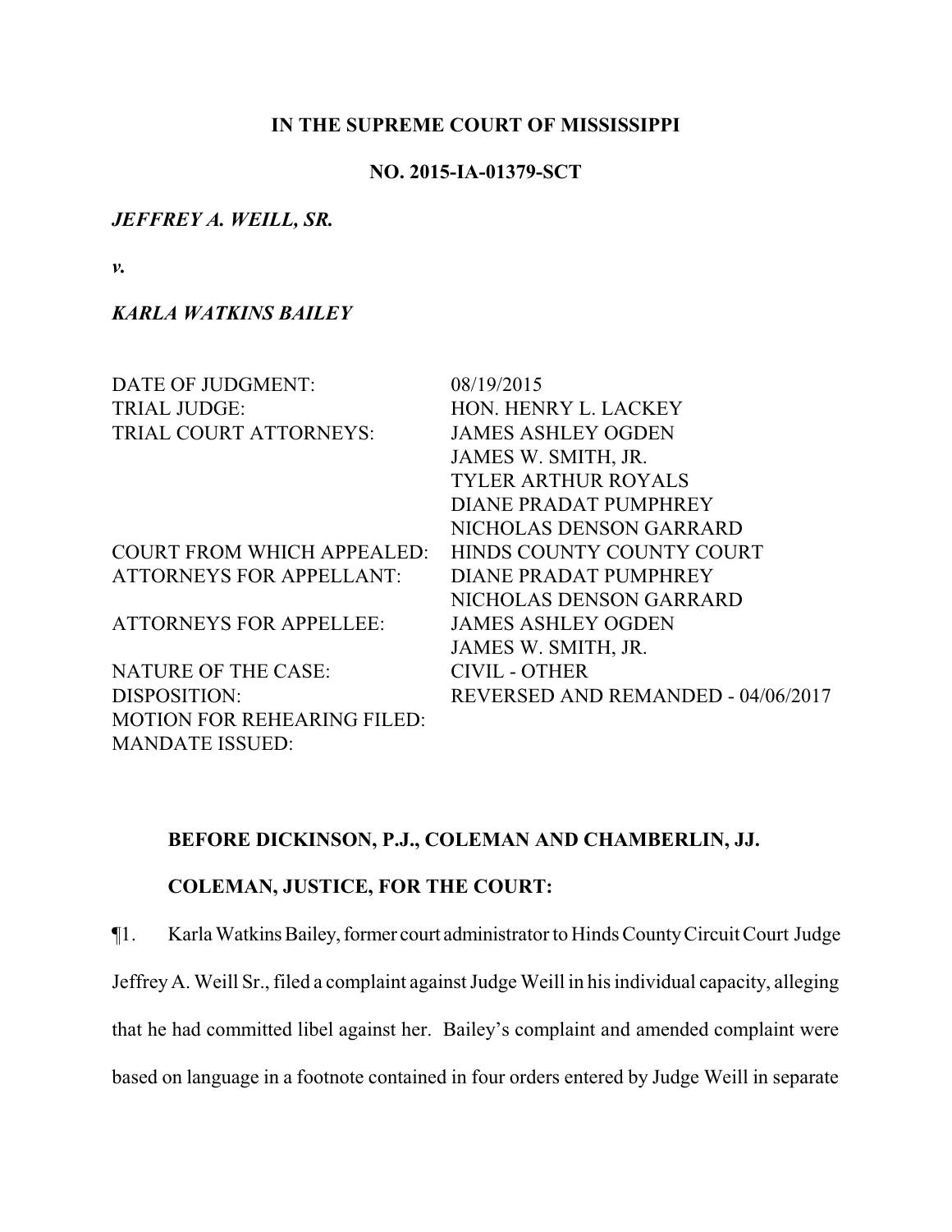**IN THE SUPREME COURT OF MISSISSIPPI**

**NO. 2015-IA-01379-SCT**

***JEFFREY A. WEILL, SR.***

***v.***

***KARLA WATKINS BAILEY***

| | |
|---|---|
| DATE OF JUDGMENT: | 08/19/2015 |
| TRIAL JUDGE: | HON. HENRY L. LACKEY |
| TRIAL COURT ATTORNEYS: | JAMES ASHLEY OGDEN<br>JAMES W. SMITH, JR.<br>TYLER ARTHUR ROYALS<br>DIANE PRADAT PUMPHREY<br>NICHOLAS DENSON GARRARD |
| COURT FROM WHICH APPEALED: | HINDS COUNTY COUNTY COURT |
| ATTORNEYS FOR APPELLANT: | DIANE PRADAT PUMPHREY<br>NICHOLAS DENSON GARRARD |
| ATTORNEYS FOR APPELLEE: | JAMES ASHLEY OGDEN<br>JAMES W. SMITH, JR. |
| NATURE OF THE CASE: | CIVIL - OTHER |
| DISPOSITION: | REVERSED AND REMANDED - 04/06/2017 |
| MOTION FOR REHEARING FILED: | |
| MANDATE ISSUED: | |

**BEFORE DICKINSON, P.J., COLEMAN AND CHAMBERLIN, JJ.**

**COLEMAN, JUSTICE, FOR THE COURT:**

¶1. Karla Watkins Bailey, former court administrator to Hinds County Circuit Court Judge Jeffrey A. Weill Sr., filed a complaint against Judge Weill in his individual capacity, alleging that he had committed libel against her. Bailey's complaint and amended complaint were based on language in a footnote contained in four orders entered by Judge Weill in separate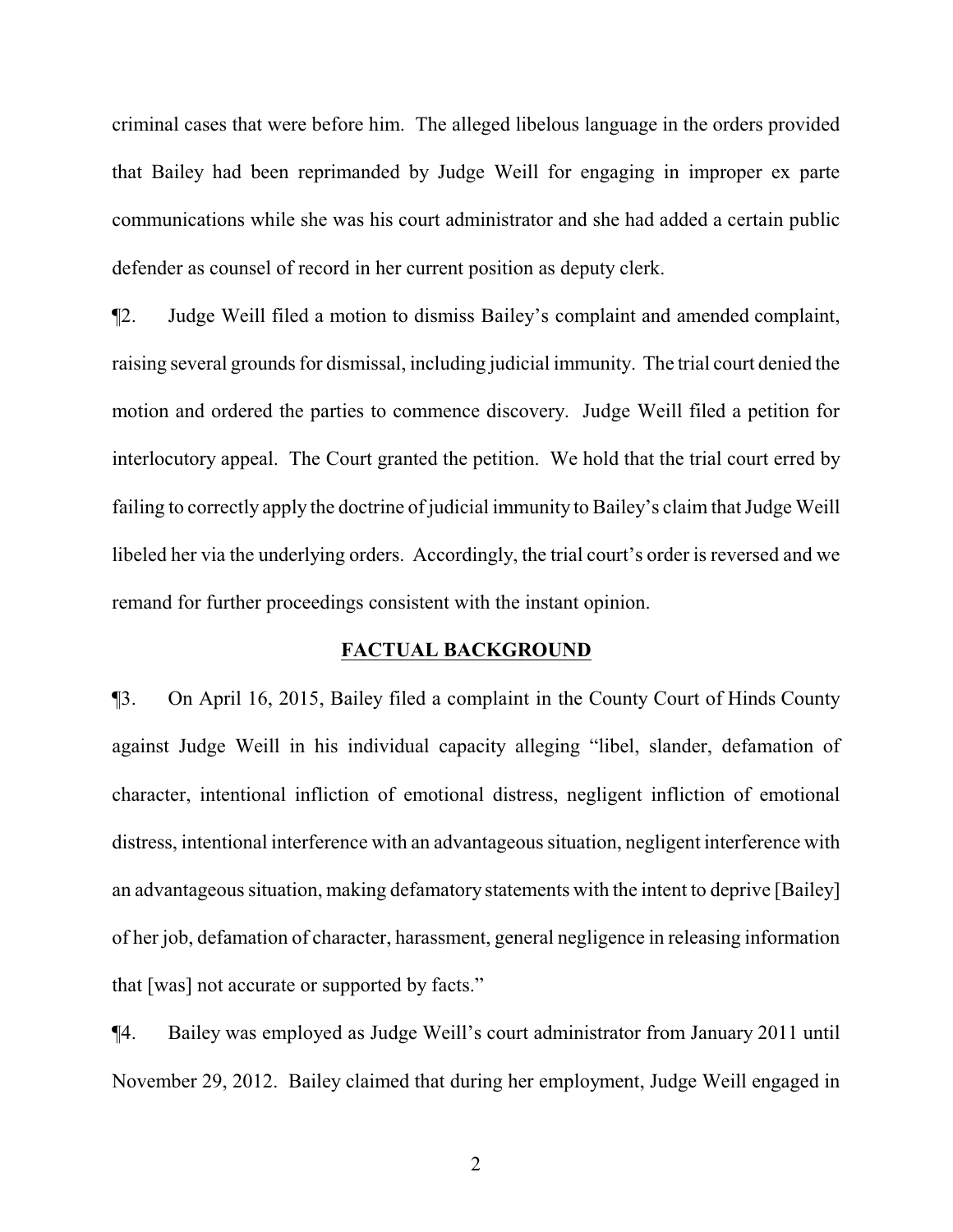criminal cases that were before him. The alleged libelous language in the orders provided that Bailey had been reprimanded by Judge Weill for engaging in improper ex parte communications while she was his court administrator and she had added a certain public defender as counsel of record in her current position as deputy clerk.

¶2. Judge Weill filed a motion to dismiss Bailey's complaint and amended complaint, raising several grounds for dismissal, including judicial immunity. The trial court denied the motion and ordered the parties to commence discovery. Judge Weill filed a petition for interlocutory appeal. The Court granted the petition. We hold that the trial court erred by failing to correctly apply the doctrine of judicial immunity to Bailey's claim that Judge Weill libeled her via the underlying orders. Accordingly, the trial court's order is reversed and we remand for further proceedings consistent with the instant opinion.

## FACTUAL BACKGROUND

¶3. On April 16, 2015, Bailey filed a complaint in the County Court of Hinds County against Judge Weill in his individual capacity alleging "libel, slander, defamation of character, intentional infliction of emotional distress, negligent infliction of emotional distress, intentional interference with an advantageous situation, negligent interference with an advantageous situation, making defamatory statements with the intent to deprive [Bailey] of her job, defamation of character, harassment, general negligence in releasing information that [was] not accurate or supported by facts."

¶4. Bailey was employed as Judge Weill's court administrator from January 2011 until November 29, 2012. Bailey claimed that during her employment, Judge Weill engaged in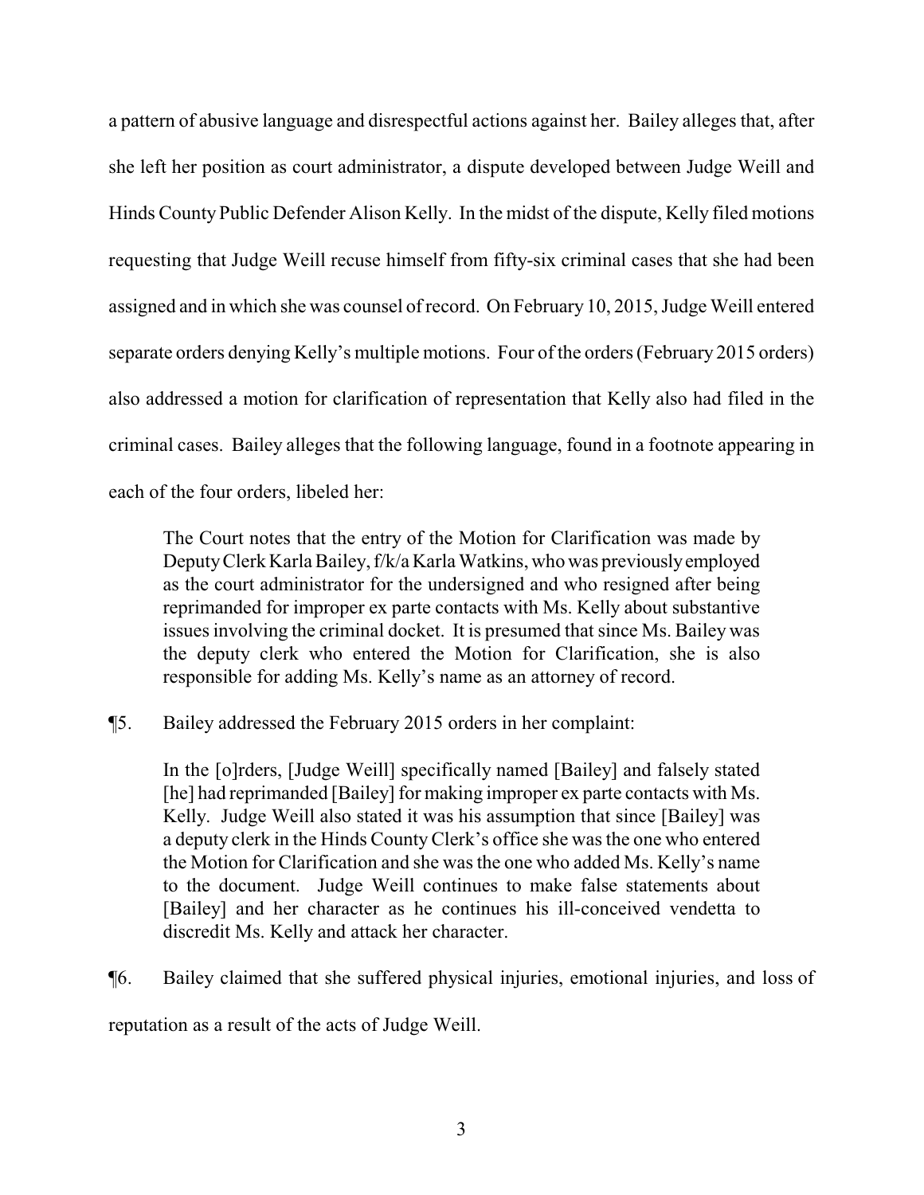a pattern of abusive language and disrespectful actions against her. Bailey alleges that, after she left her position as court administrator, a dispute developed between Judge Weill and Hinds County Public Defender Alison Kelly. In the midst of the dispute, Kelly filed motions requesting that Judge Weill recuse himself from fifty-six criminal cases that she had been assigned and in which she was counsel of record. On February 10, 2015, Judge Weill entered separate orders denying Kelly's multiple motions. Four of the orders (February 2015 orders) also addressed a motion for clarification of representation that Kelly also had filed in the criminal cases. Bailey alleges that the following language, found in a footnote appearing in each of the four orders, libeled her:

> The Court notes that the entry of the Motion for Clarification was made by Deputy Clerk Karla Bailey, f/k/a Karla Watkins, who was previously employed as the court administrator for the undersigned and who resigned after being reprimanded for improper ex parte contacts with Ms. Kelly about substantive issues involving the criminal docket. It is presumed that since Ms. Bailey was the deputy clerk who entered the Motion for Clarification, she is also responsible for adding Ms. Kelly's name as an attorney of record.

¶5. Bailey addressed the February 2015 orders in her complaint:

> In the [o]rders, [Judge Weill] specifically named [Bailey] and falsely stated [he] had reprimanded [Bailey] for making improper ex parte contacts with Ms. Kelly. Judge Weill also stated it was his assumption that since [Bailey] was a deputy clerk in the Hinds County Clerk's office she was the one who entered the Motion for Clarification and she was the one who added Ms. Kelly's name to the document. Judge Weill continues to make false statements about [Bailey] and her character as he continues his ill-conceived vendetta to discredit Ms. Kelly and attack her character.

¶6. Bailey claimed that she suffered physical injuries, emotional injuries, and loss of reputation as a result of the acts of Judge Weill.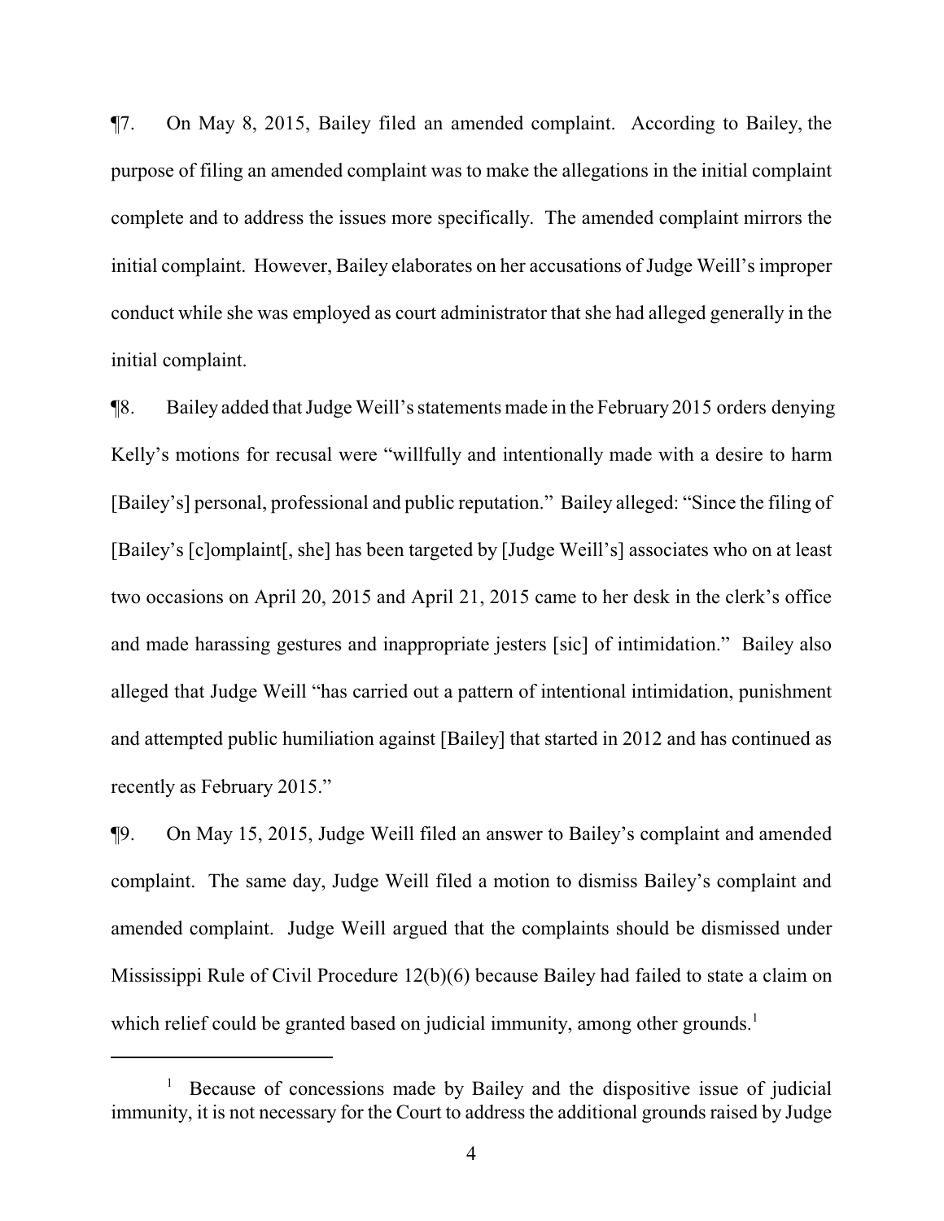¶7. On May 8, 2015, Bailey filed an amended complaint. According to Bailey, the purpose of filing an amended complaint was to make the allegations in the initial complaint complete and to address the issues more specifically. The amended complaint mirrors the initial complaint. However, Bailey elaborates on her accusations of Judge Weill's improper conduct while she was employed as court administrator that she had alleged generally in the initial complaint.

¶8. Bailey added that Judge Weill's statements made in the February 2015 orders denying Kelly's motions for recusal were "willfully and intentionally made with a desire to harm [Bailey's] personal, professional and public reputation." Bailey alleged: "Since the filing of [Bailey's [c]omplaint[, she] has been targeted by [Judge Weill's] associates who on at least two occasions on April 20, 2015 and April 21, 2015 came to her desk in the clerk's office and made harassing gestures and inappropriate jesters [sic] of intimidation." Bailey also alleged that Judge Weill "has carried out a pattern of intentional intimidation, punishment and attempted public humiliation against [Bailey] that started in 2012 and has continued as recently as February 2015."

¶9. On May 15, 2015, Judge Weill filed an answer to Bailey's complaint and amended complaint. The same day, Judge Weill filed a motion to dismiss Bailey's complaint and amended complaint. Judge Weill argued that the complaints should be dismissed under Mississippi Rule of Civil Procedure 12(b)(6) because Bailey had failed to state a claim on which relief could be granted based on judicial immunity, among other grounds.[1]

---

[1] Because of concessions made by Bailey and the dispositive issue of judicial immunity, it is not necessary for the Court to address the additional grounds raised by Judge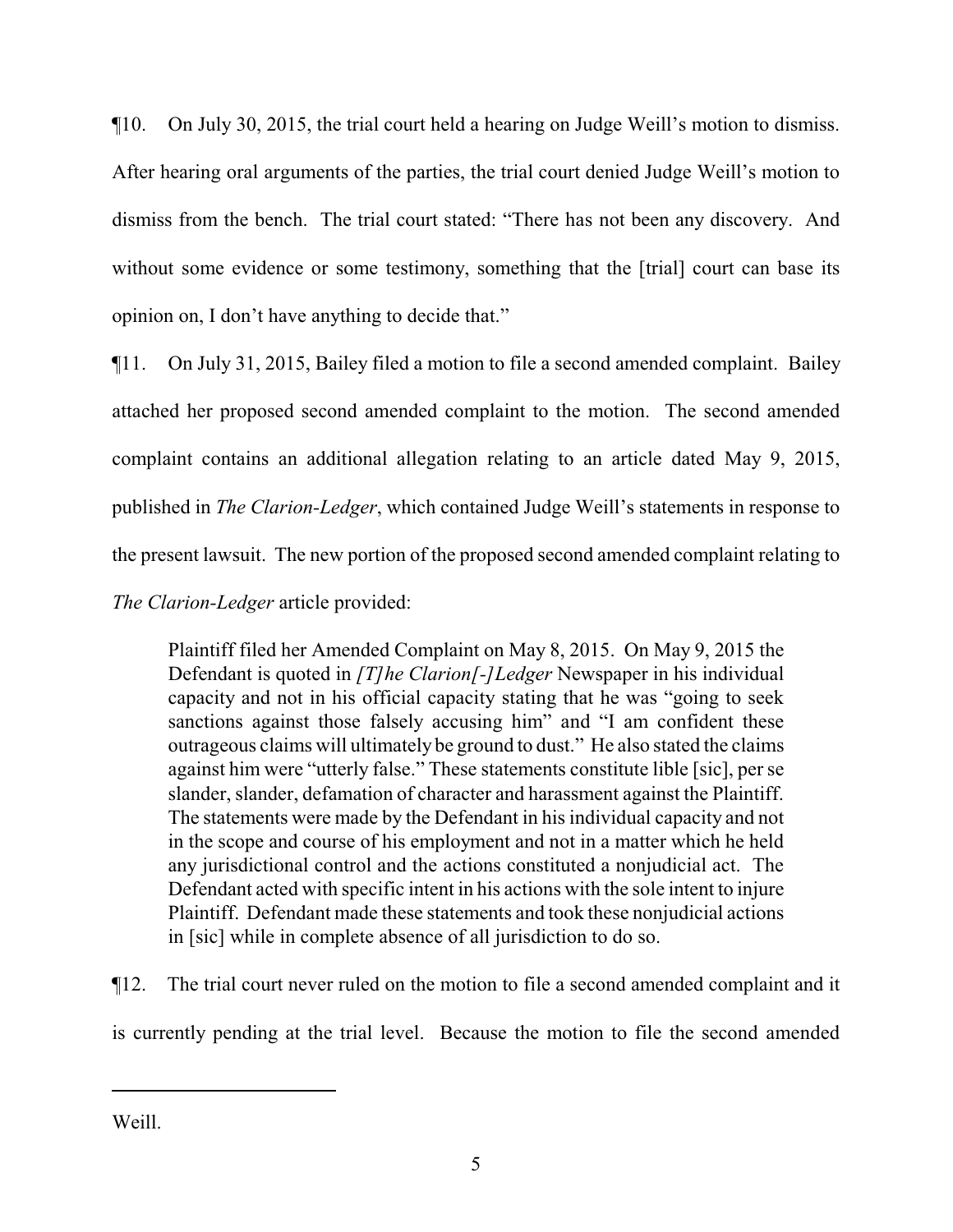¶10. On July 30, 2015, the trial court held a hearing on Judge Weill's motion to dismiss. After hearing oral arguments of the parties, the trial court denied Judge Weill's motion to dismiss from the bench. The trial court stated: "There has not been any discovery. And without some evidence or some testimony, something that the [trial] court can base its opinion on, I don't have anything to decide that."

¶11. On July 31, 2015, Bailey filed a motion to file a second amended complaint. Bailey attached her proposed second amended complaint to the motion. The second amended complaint contains an additional allegation relating to an article dated May 9, 2015, published in *The Clarion-Ledger*, which contained Judge Weill's statements in response to the present lawsuit. The new portion of the proposed second amended complaint relating to *The Clarion-Ledger* article provided:

> Plaintiff filed her Amended Complaint on May 8, 2015. On May 9, 2015 the Defendant is quoted in *[T]he Clarion[-]Ledger* Newspaper in his individual capacity and not in his official capacity stating that he was "going to seek sanctions against those falsely accusing him" and "I am confident these outrageous claims will ultimately be ground to dust." He also stated the claims against him were "utterly false." These statements constitute lible [sic], per se slander, slander, defamation of character and harassment against the Plaintiff. The statements were made by the Defendant in his individual capacity and not in the scope and course of his employment and not in a matter which he held any jurisdictional control and the actions constituted a nonjudicial act. The Defendant acted with specific intent in his actions with the sole intent to injure Plaintiff. Defendant made these statements and took these nonjudicial actions in [sic] while in complete absence of all jurisdiction to do so.

¶12. The trial court never ruled on the motion to file a second amended complaint and it is currently pending at the trial level. Because the motion to file the second amended

Weill.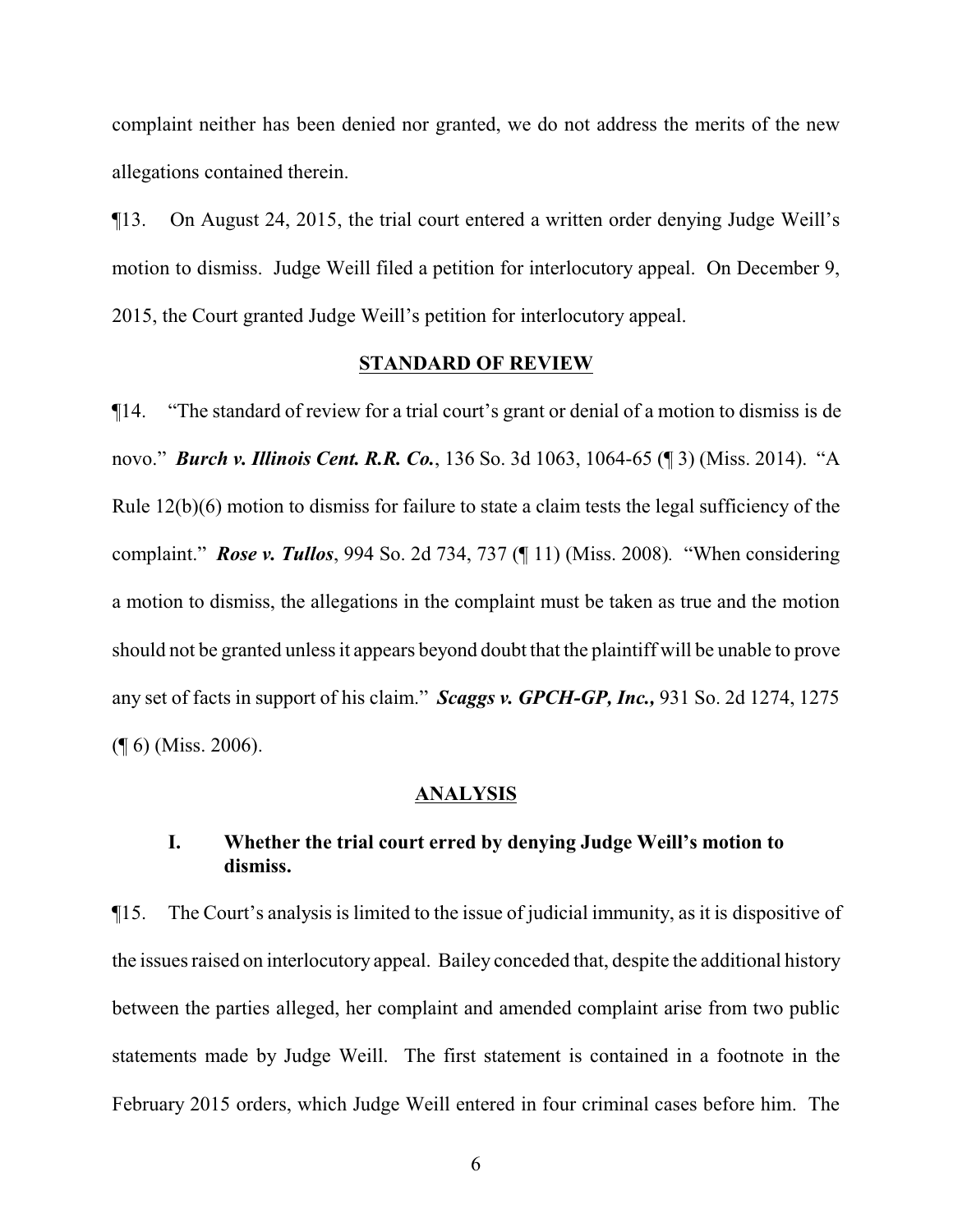complaint neither has been denied nor granted, we do not address the merits of the new allegations contained therein.

¶13. On August 24, 2015, the trial court entered a written order denying Judge Weill's motion to dismiss. Judge Weill filed a petition for interlocutory appeal. On December 9, 2015, the Court granted Judge Weill's petition for interlocutory appeal.

## STANDARD OF REVIEW

¶14. "The standard of review for a trial court's grant or denial of a motion to dismiss is de novo." ***Burch v. Illinois Cent. R.R. Co.***, 136 So. 3d 1063, 1064-65 (¶ 3) (Miss. 2014). "A Rule 12(b)(6) motion to dismiss for failure to state a claim tests the legal sufficiency of the complaint." ***Rose v. Tullos***, 994 So. 2d 734, 737 (¶ 11) (Miss. 2008). "When considering a motion to dismiss, the allegations in the complaint must be taken as true and the motion should not be granted unless it appears beyond doubt that the plaintiff will be unable to prove any set of facts in support of his claim." ***Scaggs v. GPCH-GP, Inc.,*** 931 So. 2d 1274, 1275 (¶ 6) (Miss. 2006).

## ANALYSIS

### I. Whether the trial court erred by denying Judge Weill's motion to dismiss.

¶15. The Court's analysis is limited to the issue of judicial immunity, as it is dispositive of the issues raised on interlocutory appeal. Bailey conceded that, despite the additional history between the parties alleged, her complaint and amended complaint arise from two public statements made by Judge Weill. The first statement is contained in a footnote in the February 2015 orders, which Judge Weill entered in four criminal cases before him. The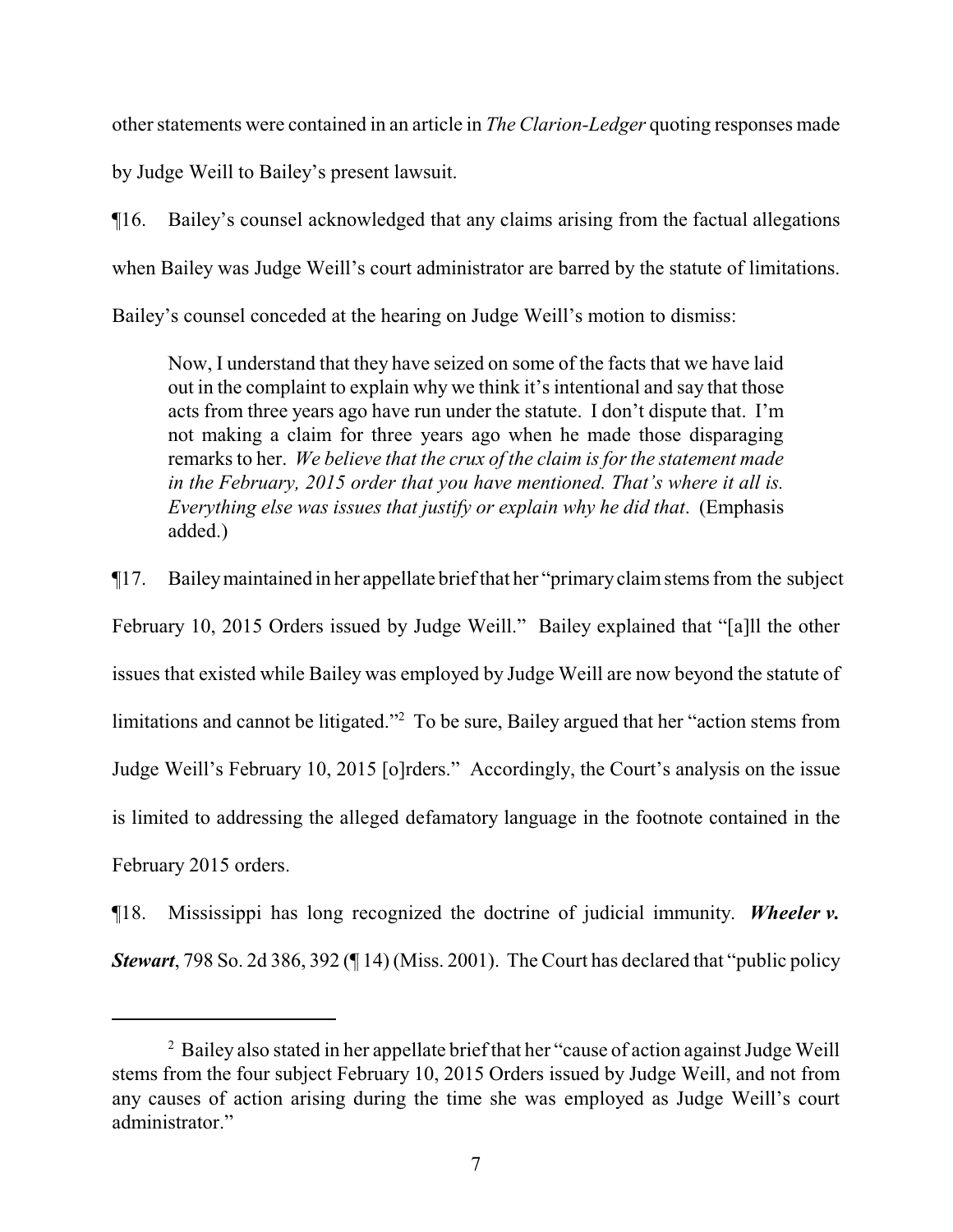other statements were contained in an article in *The Clarion-Ledger* quoting responses made by Judge Weill to Bailey's present lawsuit.

¶16. Bailey's counsel acknowledged that any claims arising from the factual allegations when Bailey was Judge Weill's court administrator are barred by the statute of limitations. Bailey's counsel conceded at the hearing on Judge Weill's motion to dismiss:

> Now, I understand that they have seized on some of the facts that we have laid out in the complaint to explain why we think it's intentional and say that those acts from three years ago have run under the statute. I don't dispute that. I'm not making a claim for three years ago when he made those disparaging remarks to her. *We believe that the crux of the claim is for the statement made in the February, 2015 order that you have mentioned. That's where it all is. Everything else was issues that justify or explain why he did that*. (Emphasis added.)

¶17. Bailey maintained in her appellate brief that her "primary claim stems from the subject February 10, 2015 Orders issued by Judge Weill." Bailey explained that "[a]ll the other issues that existed while Bailey was employed by Judge Weill are now beyond the statute of limitations and cannot be litigated."[2] To be sure, Bailey argued that her "action stems from Judge Weill's February 10, 2015 [o]rders." Accordingly, the Court's analysis on the issue is limited to addressing the alleged defamatory language in the footnote contained in the February 2015 orders.

¶18. Mississippi has long recognized the doctrine of judicial immunity. ***Wheeler v. Stewart***, 798 So. 2d 386, 392 (¶ 14) (Miss. 2001). The Court has declared that "public policy

---

[2] Bailey also stated in her appellate brief that her "cause of action against Judge Weill stems from the four subject February 10, 2015 Orders issued by Judge Weill, and not from any causes of action arising during the time she was employed as Judge Weill's court administrator."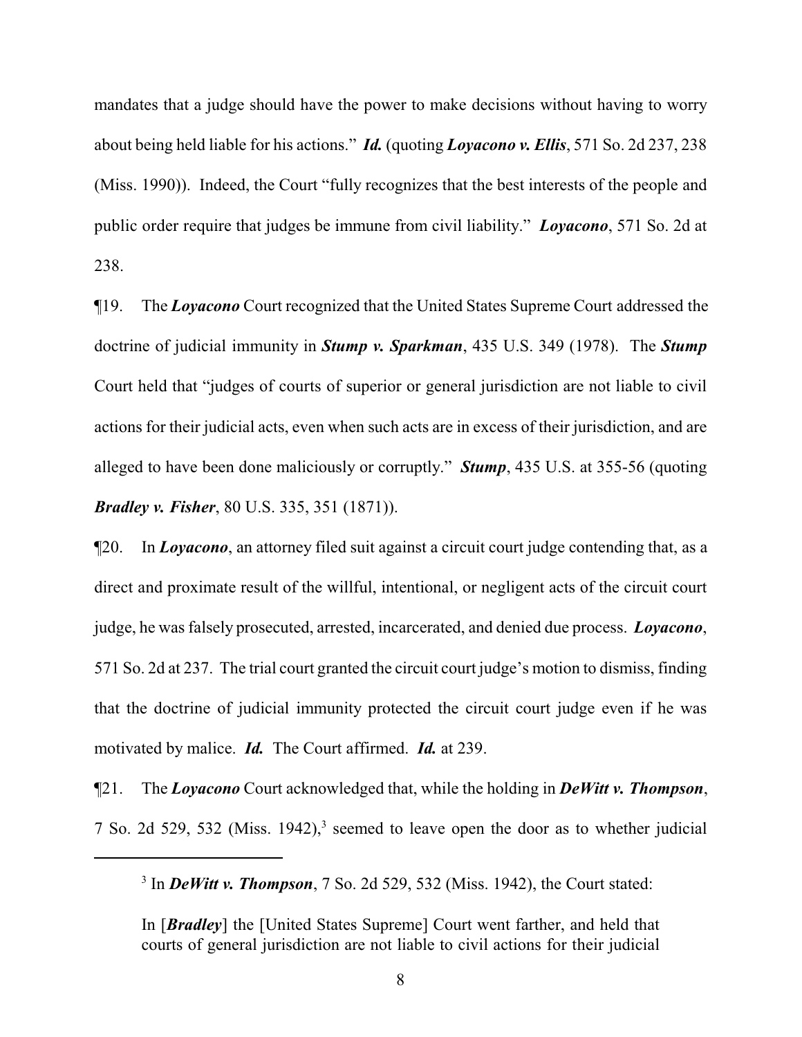mandates that a judge should have the power to make decisions without having to worry about being held liable for his actions." ***Id.*** (quoting ***Loyacono v. Ellis***, 571 So. 2d 237, 238 (Miss. 1990)). Indeed, the Court "fully recognizes that the best interests of the people and public order require that judges be immune from civil liability." ***Loyacono***, 571 So. 2d at 238.

¶19. The ***Loyacono*** Court recognized that the United States Supreme Court addressed the doctrine of judicial immunity in ***Stump v. Sparkman***, 435 U.S. 349 (1978). The ***Stump*** Court held that "judges of courts of superior or general jurisdiction are not liable to civil actions for their judicial acts, even when such acts are in excess of their jurisdiction, and are alleged to have been done maliciously or corruptly." ***Stump***, 435 U.S. at 355-56 (quoting ***Bradley v. Fisher***, 80 U.S. 335, 351 (1871)).

¶20. In ***Loyacono***, an attorney filed suit against a circuit court judge contending that, as a direct and proximate result of the willful, intentional, or negligent acts of the circuit court judge, he was falsely prosecuted, arrested, incarcerated, and denied due process. ***Loyacono***, 571 So. 2d at 237. The trial court granted the circuit court judge's motion to dismiss, finding that the doctrine of judicial immunity protected the circuit court judge even if he was motivated by malice. ***Id.*** The Court affirmed. ***Id.*** at 239.

¶21. The ***Loyacono*** Court acknowledged that, while the holding in ***DeWitt v. Thompson***, 7 So. 2d 529, 532 (Miss. 1942),[3] seemed to leave open the door as to whether judicial

---

[3] In ***DeWitt v. Thompson***, 7 So. 2d 529, 532 (Miss. 1942), the Court stated:

> In [***Bradley***] the [United States Supreme] Court went farther, and held that courts of general jurisdiction are not liable to civil actions for their judicial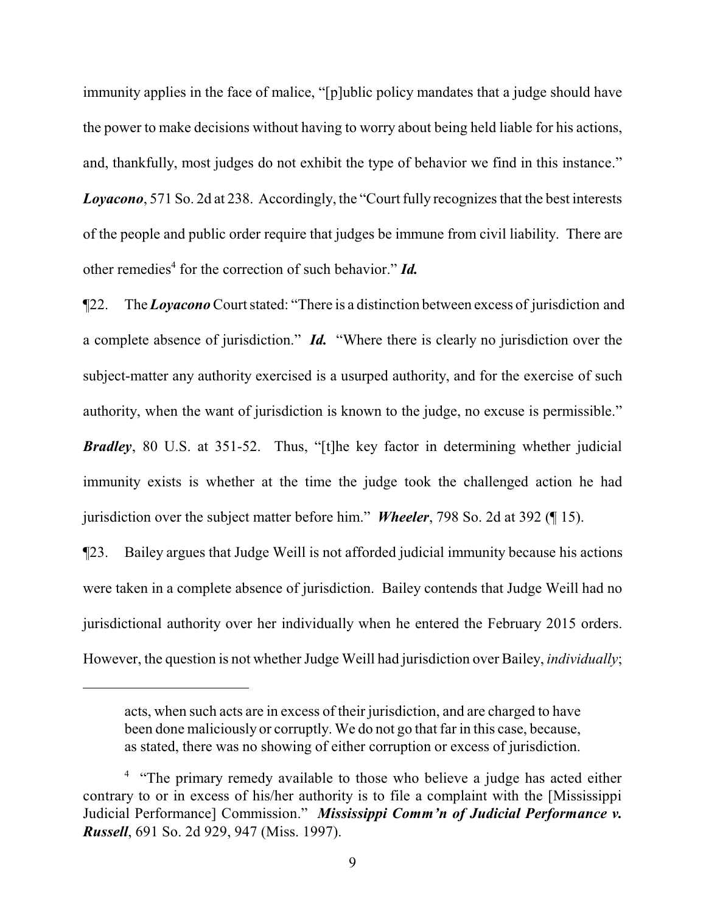immunity applies in the face of malice, "[p]ublic policy mandates that a judge should have the power to make decisions without having to worry about being held liable for his actions, and, thankfully, most judges do not exhibit the type of behavior we find in this instance." ***Loyacono***, 571 So. 2d at 238. Accordingly, the "Court fully recognizes that the best interests of the people and public order require that judges be immune from civil liability. There are other remedies[4] for the correction of such behavior." ***Id.***

¶22. The ***Loyacono*** Court stated: "There is a distinction between excess of jurisdiction and a complete absence of jurisdiction." ***Id.*** "Where there is clearly no jurisdiction over the subject-matter any authority exercised is a usurped authority, and for the exercise of such authority, when the want of jurisdiction is known to the judge, no excuse is permissible." ***Bradley***, 80 U.S. at 351-52. Thus, "[t]he key factor in determining whether judicial immunity exists is whether at the time the judge took the challenged action he had jurisdiction over the subject matter before him." ***Wheeler***, 798 So. 2d at 392 (¶ 15).

¶23. Bailey argues that Judge Weill is not afforded judicial immunity because his actions were taken in a complete absence of jurisdiction. Bailey contends that Judge Weill had no jurisdictional authority over her individually when he entered the February 2015 orders. However, the question is not whether Judge Weill had jurisdiction over Bailey, *individually*;

---

> acts, when such acts are in excess of their jurisdiction, and are charged to have been done maliciously or corruptly. We do not go that far in this case, because, as stated, there was no showing of either corruption or excess of jurisdiction.

[4] "The primary remedy available to those who believe a judge has acted either contrary to or in excess of his/her authority is to file a complaint with the [Mississippi Judicial Performance] Commission." ***Mississippi Comm'n of Judicial Performance v. Russell***, 691 So. 2d 929, 947 (Miss. 1997).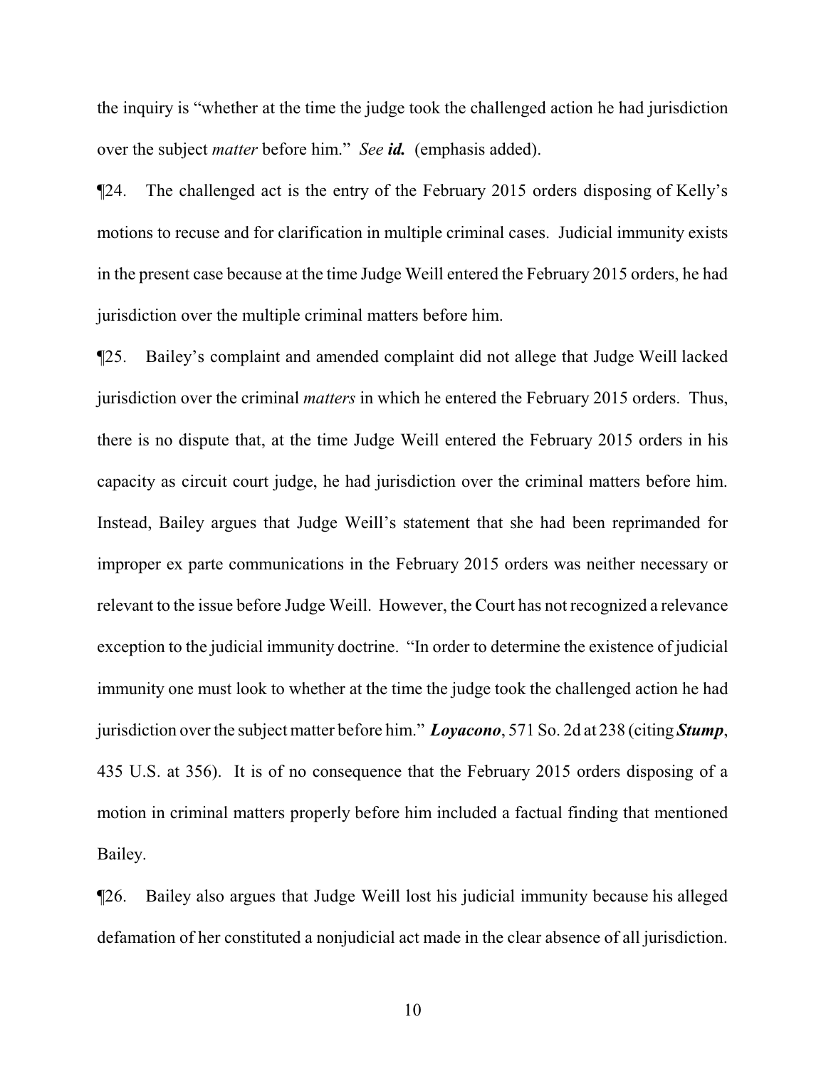the inquiry is "whether at the time the judge took the challenged action he had jurisdiction over the subject *matter* before him." *See **id.*** (emphasis added).

¶24. The challenged act is the entry of the February 2015 orders disposing of Kelly's motions to recuse and for clarification in multiple criminal cases. Judicial immunity exists in the present case because at the time Judge Weill entered the February 2015 orders, he had jurisdiction over the multiple criminal matters before him.

¶25. Bailey's complaint and amended complaint did not allege that Judge Weill lacked jurisdiction over the criminal *matters* in which he entered the February 2015 orders. Thus, there is no dispute that, at the time Judge Weill entered the February 2015 orders in his capacity as circuit court judge, he had jurisdiction over the criminal matters before him. Instead, Bailey argues that Judge Weill's statement that she had been reprimanded for improper ex parte communications in the February 2015 orders was neither necessary or relevant to the issue before Judge Weill. However, the Court has not recognized a relevance exception to the judicial immunity doctrine. "In order to determine the existence of judicial immunity one must look to whether at the time the judge took the challenged action he had jurisdiction over the subject matter before him." ***Loyacono***, 571 So. 2d at 238 (citing ***Stump***, 435 U.S. at 356). It is of no consequence that the February 2015 orders disposing of a motion in criminal matters properly before him included a factual finding that mentioned Bailey.

¶26. Bailey also argues that Judge Weill lost his judicial immunity because his alleged defamation of her constituted a nonjudicial act made in the clear absence of all jurisdiction.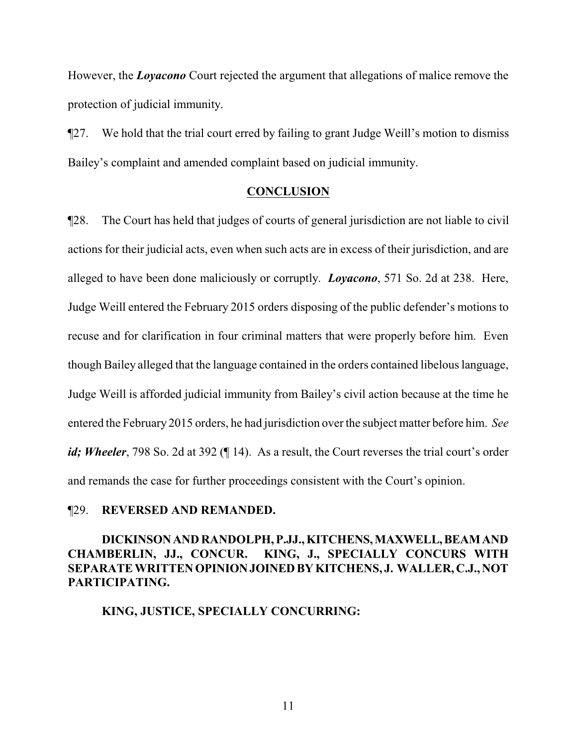However, the ***Loyacono*** Court rejected the argument that allegations of malice remove the protection of judicial immunity.

¶27. We hold that the trial court erred by failing to grant Judge Weill's motion to dismiss Bailey's complaint and amended complaint based on judicial immunity.

## CONCLUSION

¶28. The Court has held that judges of courts of general jurisdiction are not liable to civil actions for their judicial acts, even when such acts are in excess of their jurisdiction, and are alleged to have been done maliciously or corruptly. ***Loyacono***, 571 So. 2d at 238. Here, Judge Weill entered the February 2015 orders disposing of the public defender's motions to recuse and for clarification in four criminal matters that were properly before him. Even though Bailey alleged that the language contained in the orders contained libelous language, Judge Weill is afforded judicial immunity from Bailey's civil action because at the time he entered the February 2015 orders, he had jurisdiction over the subject matter before him. *See* ***id; Wheeler***, 798 So. 2d at 392 (¶ 14). As a result, the Court reverses the trial court's order and remands the case for further proceedings consistent with the Court's opinion.

¶29. **REVERSED AND REMANDED.**

**DICKINSON AND RANDOLPH, P.JJ., KITCHENS, MAXWELL, BEAM AND CHAMBERLIN, JJ., CONCUR. KING, J., SPECIALLY CONCURS WITH SEPARATE WRITTEN OPINION JOINED BY KITCHENS, J. WALLER, C.J., NOT PARTICIPATING.**

**KING, JUSTICE, SPECIALLY CONCURRING:**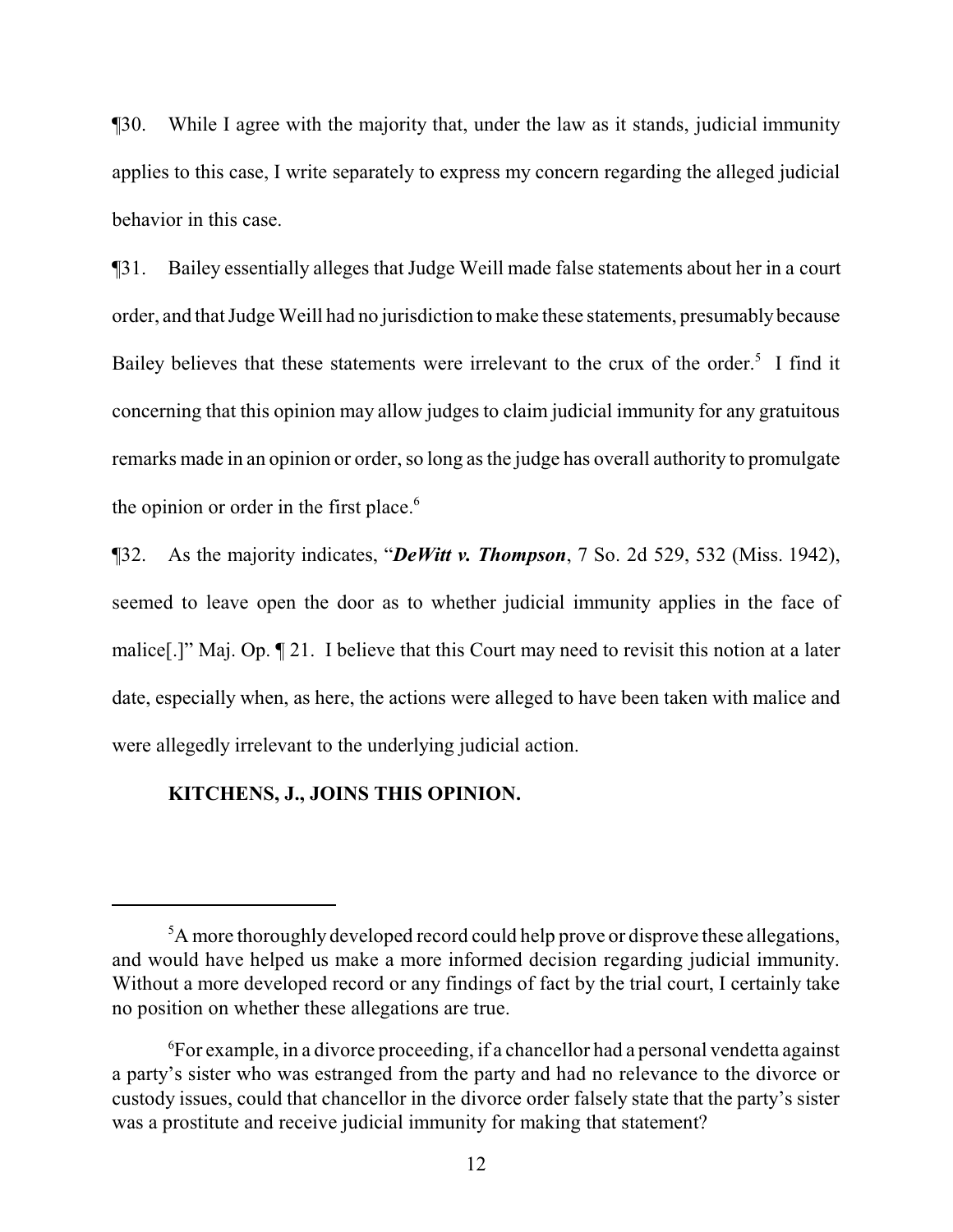¶30. While I agree with the majority that, under the law as it stands, judicial immunity applies to this case, I write separately to express my concern regarding the alleged judicial behavior in this case.

¶31. Bailey essentially alleges that Judge Weill made false statements about her in a court order, and that Judge Weill had no jurisdiction to make these statements, presumably because Bailey believes that these statements were irrelevant to the crux of the order.[5] I find it concerning that this opinion may allow judges to claim judicial immunity for any gratuitous remarks made in an opinion or order, so long as the judge has overall authority to promulgate the opinion or order in the first place.[6]

¶32. As the majority indicates, "***DeWitt v. Thompson***, 7 So. 2d 529, 532 (Miss. 1942), seemed to leave open the door as to whether judicial immunity applies in the face of malice[.]" Maj. Op. ¶ 21. I believe that this Court may need to revisit this notion at a later date, especially when, as here, the actions were alleged to have been taken with malice and were allegedly irrelevant to the underlying judicial action.

**KITCHENS, J., JOINS THIS OPINION.**

---

[5]A more thoroughly developed record could help prove or disprove these allegations, and would have helped us make a more informed decision regarding judicial immunity. Without a more developed record or any findings of fact by the trial court, I certainly take no position on whether these allegations are true.

[6]For example, in a divorce proceeding, if a chancellor had a personal vendetta against a party's sister who was estranged from the party and had no relevance to the divorce or custody issues, could that chancellor in the divorce order falsely state that the party's sister was a prostitute and receive judicial immunity for making that statement?